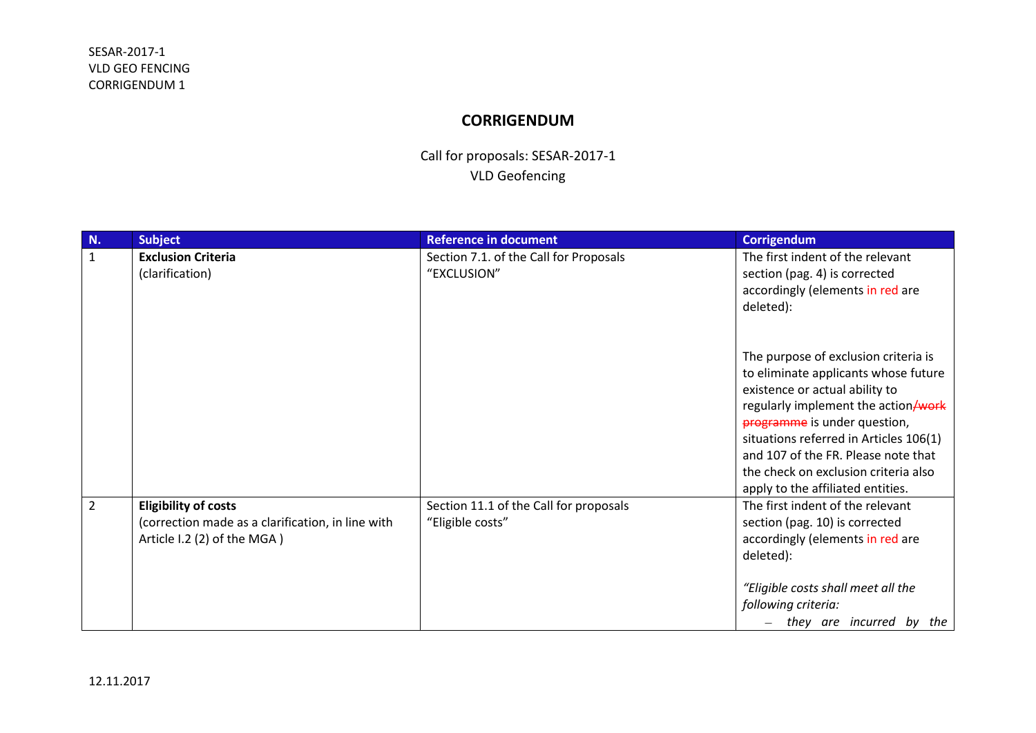# CORRIGENDUM

Call for proposals: SESAR-2017-1
VLD Geofencing

| N. | Subject | Reference in document | Corrigendum |
| --- | --- | --- | --- |
| 1 | **Exclusion Criteria** (clarification) | Section 7.1. of the Call for Proposals "EXCLUSION" | The first indent of the relevant section (pag. 4) is corrected accordingly (elements in red are deleted):<br><br>The purpose of exclusion criteria is to eliminate applicants whose future existence or actual ability to regularly implement the action~~/work programme~~ is under question, situations referred in Articles 106(1) and 107 of the FR. Please note that the check on exclusion criteria also apply to the affiliated entities. |
| 2 | **Eligibility of costs** (correction made as a clarification, in line with Article I.2 (2) of the MGA ) | Section 11.1 of the Call for proposals "Eligible costs" | The first indent of the relevant section (pag. 10) is corrected accordingly (elements in red are deleted):<br><br>*"Eligible costs shall meet all the following criteria:*<br>– *they are incurred by the* |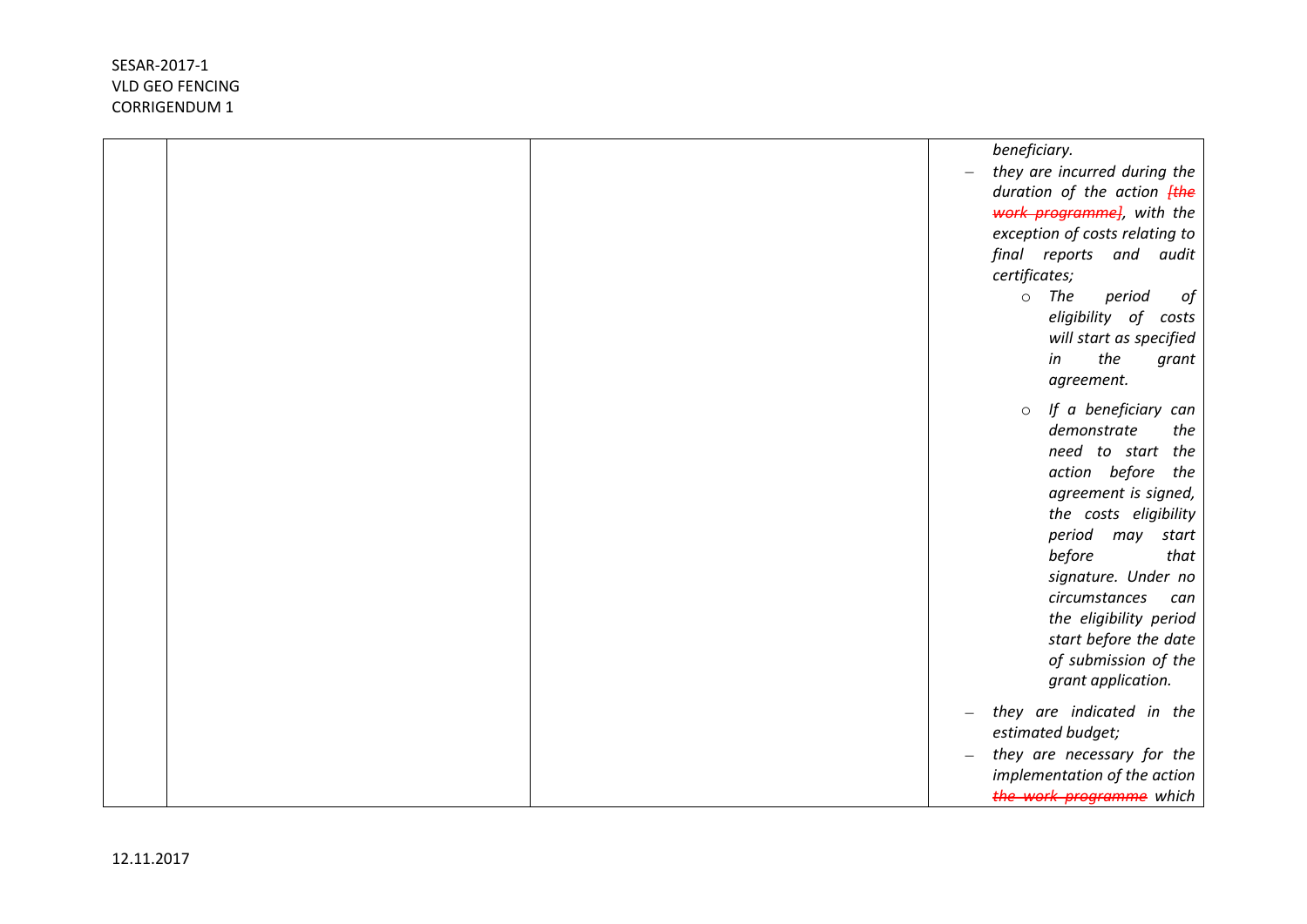| | | | *beneficiary.*<br>– *they are incurred during the duration of the action ~~[the work programme]~~, with the exception of costs relating to final reports and audit certificates;*<br>  ○ *The period of eligibility of costs will start as specified in the grant agreement.*<br>  ○ *If a beneficiary can demonstrate the need to start the action before the agreement is signed, the costs eligibility period may start before that signature. Under no circumstances can the eligibility period start before the date of submission of the grant application.*<br>– *they are indicated in the estimated budget;*<br>– *they are necessary for the implementation of the action ~~the work programme~~ which* |
|---|---|---|---|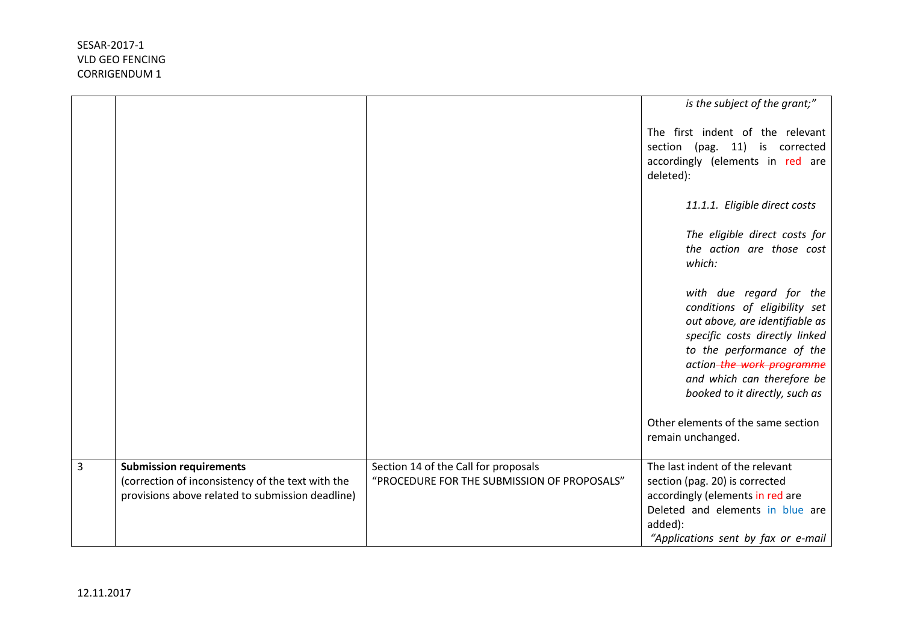| | | | |
|---|---|---|---|
| | | | *is the subject of the grant;"*<br><br>The first indent of the relevant section (pag. 11) is corrected accordingly (elements in red are deleted):<br><br>*11.1.1. Eligible direct costs*<br><br>*The eligible direct costs for the action are those cost which:*<br><br>*with due regard for the conditions of eligibility set out above, are identifiable as specific costs directly linked to the performance of the action ~~the work programme~~ and which can therefore be booked to it directly, such as*<br><br>Other elements of the same section remain unchanged. |
| 3 | **Submission requirements**<br>(correction of inconsistency of the text with the provisions above related to submission deadline) | Section 14 of the Call for proposals "PROCEDURE FOR THE SUBMISSION OF PROPOSALS" | The last indent of the relevant section (pag. 20) is corrected accordingly (elements in red are Deleted and elements in blue are added):<br>*"Applications sent by fax or e-mail* |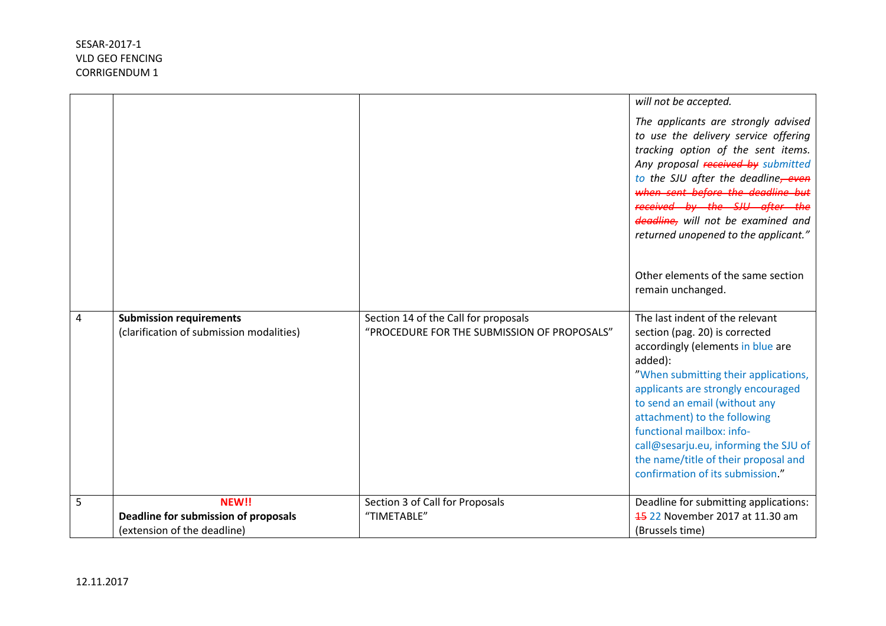| | | | *will not be accepted.*<br><br>*The applicants are strongly advised to use the delivery service offering tracking option of the sent items. Any proposal ~~received by~~ submitted to the SJU after the deadline~~, even when sent before the deadline but received by the SJU after the deadline,~~ will not be examined and returned unopened to the applicant."*<br><br>Other elements of the same section remain unchanged. |
|---|---|---|---|
| 4 | **Submission requirements**<br>(clarification of submission modalities) | Section 14 of the Call for proposals "PROCEDURE FOR THE SUBMISSION OF PROPOSALS" | The last indent of the relevant section (pag. 20) is corrected accordingly (elements in blue are added):<br>"When submitting their applications, applicants are strongly encouraged to send an email (without any attachment) to the following functional mailbox: info-call@sesarju.eu, informing the SJU of the name/title of their proposal and confirmation of its submission." |
| 5 | **NEW!!**<br>**Deadline for submission of proposals**<br>(extension of the deadline) | Section 3 of Call for Proposals "TIMETABLE" | Deadline for submitting applications: ~~15~~ 22 November 2017 at 11.30 am (Brussels time) |

12.11.2017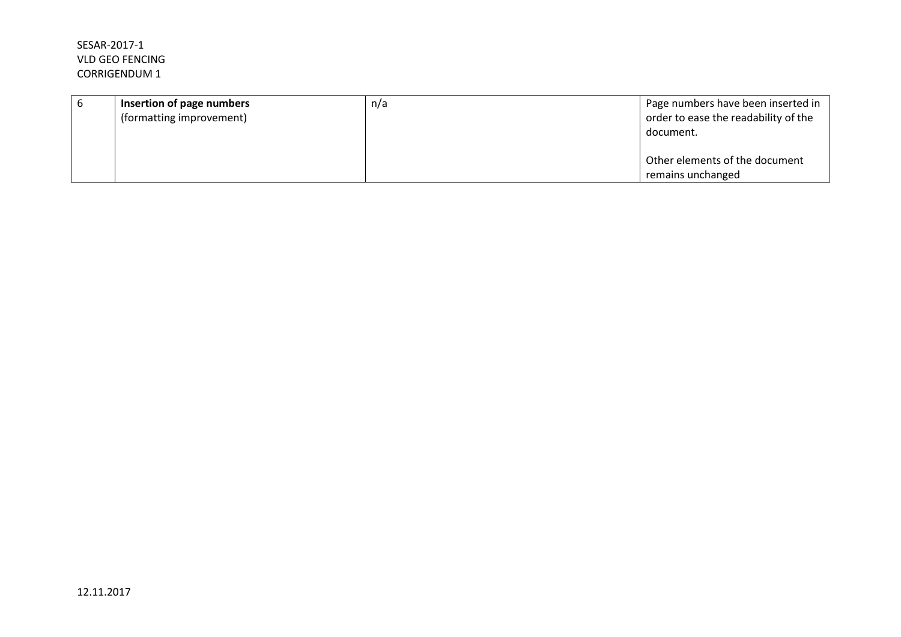| | | | |
|---|---|---|---|
| 6 | **Insertion of page numbers** (formatting improvement) | n/a | Page numbers have been inserted in order to ease the readability of the document.<br><br>Other elements of the document remains unchanged |